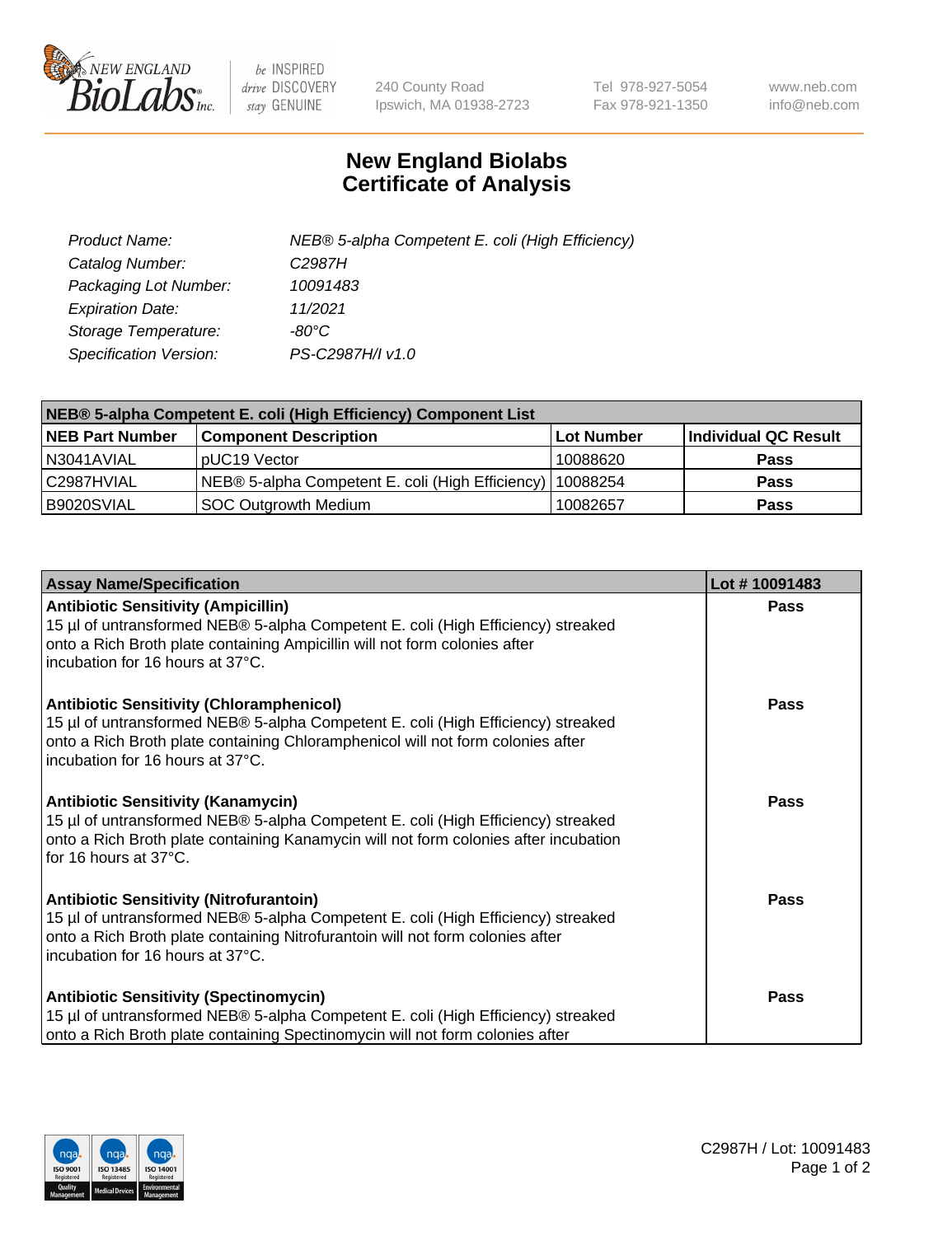# New England Biolabs Certificate of Analysis

| | |
|---|---|
| *Product Name:* | *NEB® 5-alpha Competent E. coli (High Efficiency)* |
| *Catalog Number:* | *C2987H* |
| *Packaging Lot Number:* | *10091483* |
| *Expiration Date:* | *11/2021* |
| *Storage Temperature:* | *-80°C* |
| *Specification Version:* | *PS-C2987H/I v1.0* |

| NEB® 5-alpha Competent E. coli (High Efficiency) Component List | | | |
|---|---|---|---|
| **NEB Part Number** | **Component Description** | **Lot Number** | **Individual QC Result** |
| N3041AVIAL | pUC19 Vector | 10088620 | **Pass** |
| C2987HVIAL | NEB® 5-alpha Competent E. coli (High Efficiency) | 10088254 | **Pass** |
| B9020SVIAL | SOC Outgrowth Medium | 10082657 | **Pass** |

| Assay Name/Specification | Lot # 10091483 |
|---|---|
| **Antibiotic Sensitivity (Ampicillin)** 15 µl of untransformed NEB® 5-alpha Competent E. coli (High Efficiency) streaked onto a Rich Broth plate containing Ampicillin will not form colonies after incubation for 16 hours at 37°C. | **Pass** |
| **Antibiotic Sensitivity (Chloramphenicol)** 15 µl of untransformed NEB® 5-alpha Competent E. coli (High Efficiency) streaked onto a Rich Broth plate containing Chloramphenicol will not form colonies after incubation for 16 hours at 37°C. | **Pass** |
| **Antibiotic Sensitivity (Kanamycin)** 15 µl of untransformed NEB® 5-alpha Competent E. coli (High Efficiency) streaked onto a Rich Broth plate containing Kanamycin will not form colonies after incubation for 16 hours at 37°C. | **Pass** |
| **Antibiotic Sensitivity (Nitrofurantoin)** 15 µl of untransformed NEB® 5-alpha Competent E. coli (High Efficiency) streaked onto a Rich Broth plate containing Nitrofurantoin will not form colonies after incubation for 16 hours at 37°C. | **Pass** |
| **Antibiotic Sensitivity (Spectinomycin)** 15 µl of untransformed NEB® 5-alpha Competent E. coli (High Efficiency) streaked onto a Rich Broth plate containing Spectinomycin will not form colonies after | **Pass** |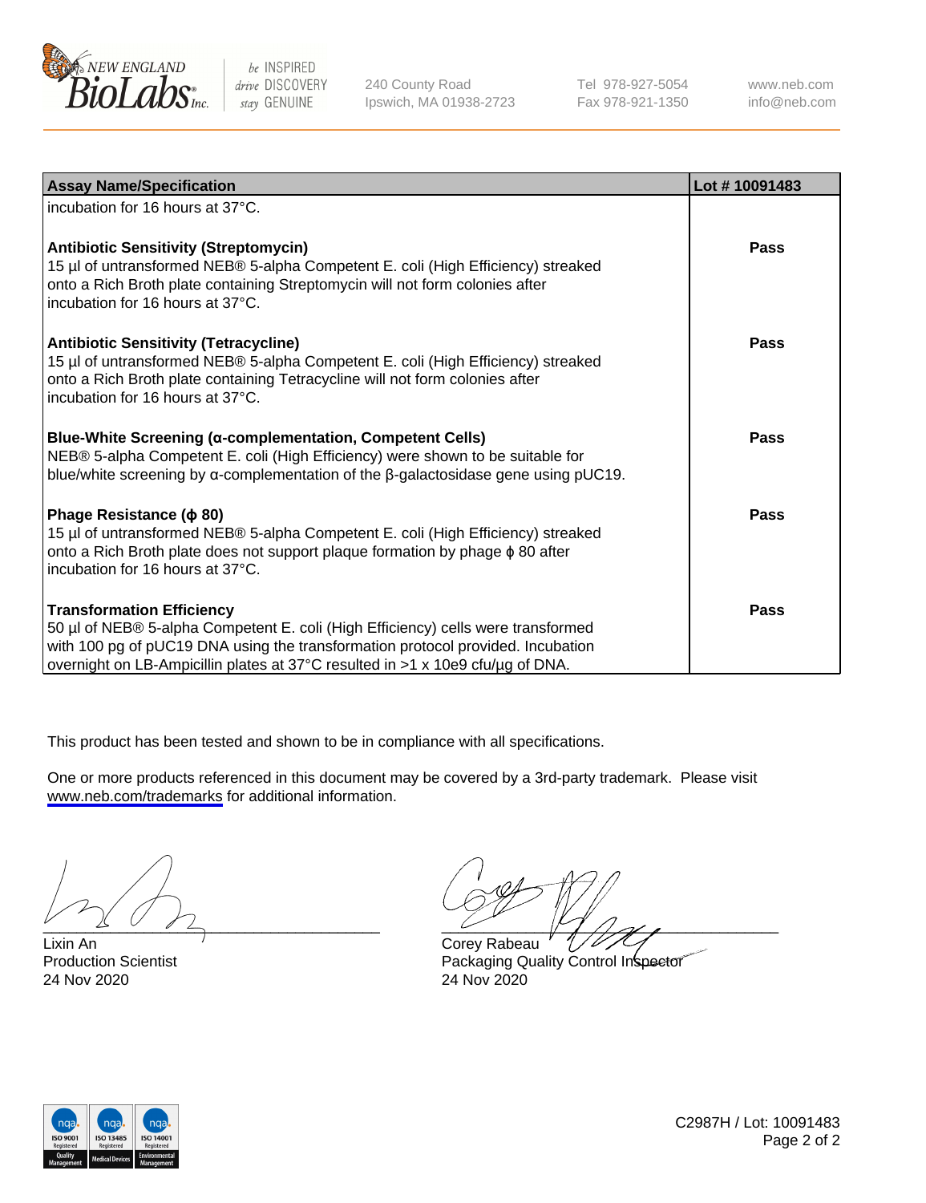| Assay Name/Specification | Lot # 10091483 |
|---|---|
| incubation for 16 hours at 37°C. | |
| **Antibiotic Sensitivity (Streptomycin)**<br>15 µl of untransformed NEB® 5-alpha Competent E. coli (High Efficiency) streaked onto a Rich Broth plate containing Streptomycin will not form colonies after incubation for 16 hours at 37°C. | **Pass** |
| **Antibiotic Sensitivity (Tetracycline)**<br>15 µl of untransformed NEB® 5-alpha Competent E. coli (High Efficiency) streaked onto a Rich Broth plate containing Tetracycline will not form colonies after incubation for 16 hours at 37°C. | **Pass** |
| **Blue-White Screening (α-complementation, Competent Cells)**<br>NEB® 5-alpha Competent E. coli (High Efficiency) were shown to be suitable for blue/white screening by α-complementation of the β-galactosidase gene using pUC19. | **Pass** |
| **Phage Resistance (ϕ 80)**<br>15 µl of untransformed NEB® 5-alpha Competent E. coli (High Efficiency) streaked onto a Rich Broth plate does not support plaque formation by phage ϕ 80 after incubation for 16 hours at 37°C. | **Pass** |
| **Transformation Efficiency**<br>50 µl of NEB® 5-alpha Competent E. coli (High Efficiency) cells were transformed with 100 pg of pUC19 DNA using the transformation protocol provided. Incubation overnight on LB-Ampicillin plates at 37°C resulted in >1 x 10e9 cfu/µg of DNA. | **Pass** |

This product has been tested and shown to be in compliance with all specifications.

One or more products referenced in this document may be covered by a 3rd-party trademark. Please visit www.neb.com/trademarks for additional information.

Lixin An
Production Scientist
24 Nov 2020

Corey Rabeau
Packaging Quality Control Inspector
24 Nov 2020

C2987H / Lot: 10091483